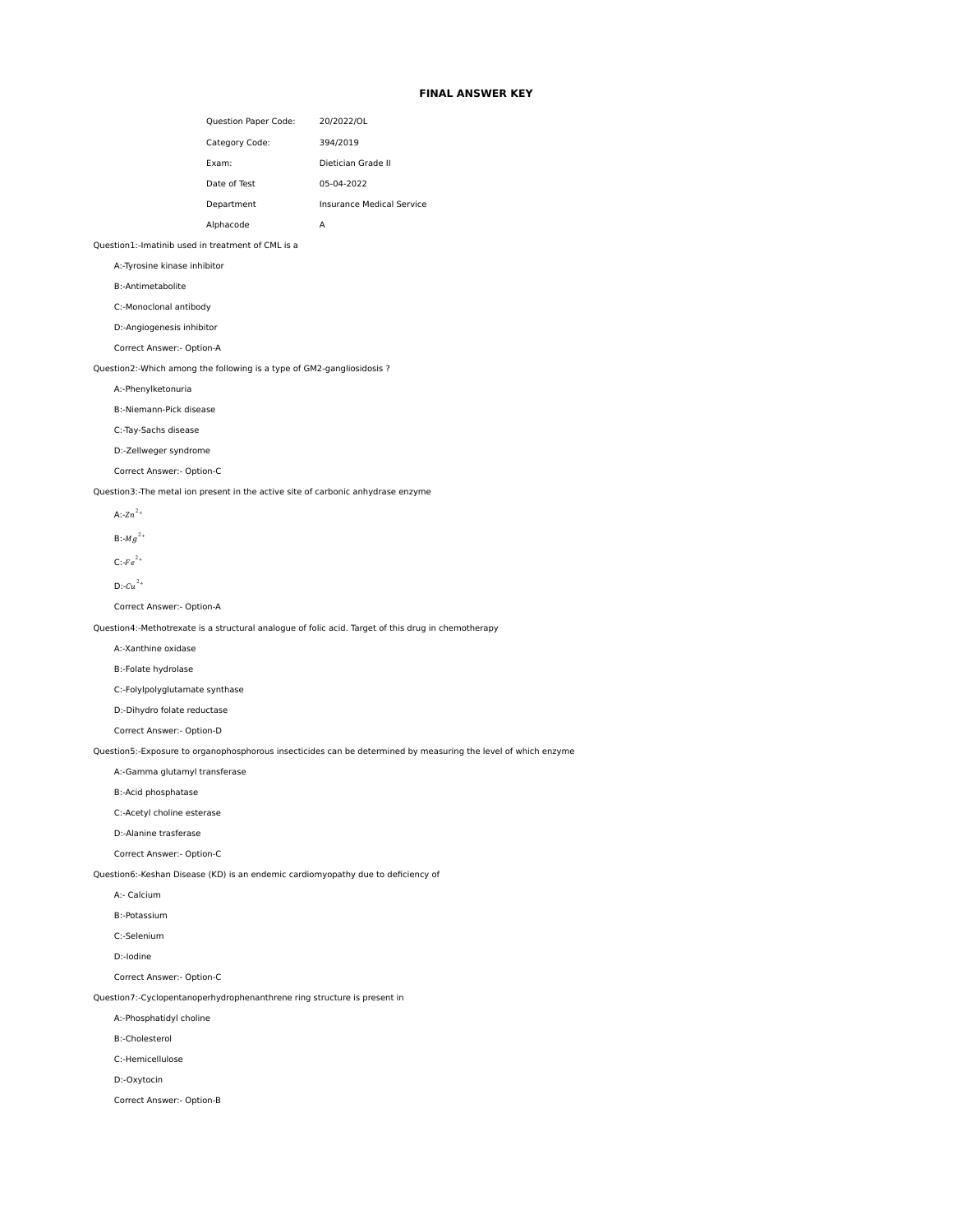# FINAL ANSWER KEY

| | |
|---|---|
| Question Paper Code: | 20/2022/OL |
| Category Code: | 394/2019 |
| Exam: | Dietician Grade II |
| Date of Test | 05-04-2022 |
| Department | Insurance Medical Service |
| Alphacode | A |

Question1:-Imatinib used in treatment of CML is a

A:-Tyrosine kinase inhibitor

B:-Antimetabolite

C:-Monoclonal antibody

D:-Angiogenesis inhibitor

Correct Answer:- Option-A

Question2:-Which among the following is a type of GM2-gangliosidosis ?

A:-Phenylketonuria

B:-Niemann-Pick disease

C:-Tay-Sachs disease

D:-Zellweger syndrome

Correct Answer:- Option-C

Question3:-The metal ion present in the active site of carbonic anhydrase enzyme

A:-$Zn^{2+}$

B:-$Mg^{2+}$

C:-$Fe^{2+}$

D:-$Cu^{2+}$

Correct Answer:- Option-A

Question4:-Methotrexate is a structural analogue of folic acid. Target of this drug in chemotherapy

A:-Xanthine oxidase

B:-Folate hydrolase

C:-Folylpolyglutamate synthase

D:-Dihydro folate reductase

Correct Answer:- Option-D

Question5:-Exposure to organophosphorous insecticides can be determined by measuring the level of which enzyme

A:-Gamma glutamyl transferase

B:-Acid phosphatase

C:-Acetyl choline esterase

D:-Alanine trasferase

Correct Answer:- Option-C

Question6:-Keshan Disease (KD) is an endemic cardiomyopathy due to deficiency of

A:- Calcium

B:-Potassium

C:-Selenium

D:-Iodine

Correct Answer:- Option-C

Question7:-Cyclopentanoperhydrophenanthrene ring structure is present in

A:-Phosphatidyl choline

B:-Cholesterol

C:-Hemicellulose

D:-Oxytocin

Correct Answer:- Option-B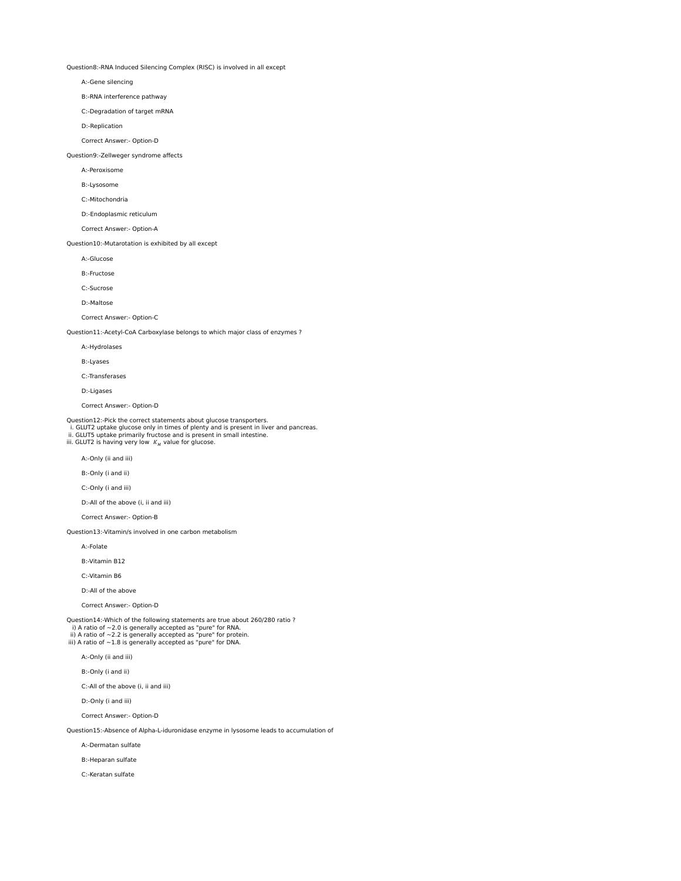Question8:-RNA Induced Silencing Complex (RISC) is involved in all except

A:-Gene silencing

B:-RNA interference pathway

C:-Degradation of target mRNA

D:-Replication

Correct Answer:- Option-D

Question9:-Zellweger syndrome affects

A:-Peroxisome

B:-Lysosome

C:-Mitochondria

D:-Endoplasmic reticulum

Correct Answer:- Option-A

Question10:-Mutarotation is exhibited by all except

A:-Glucose

B:-Fructose

C:-Sucrose

D:-Maltose

Correct Answer:- Option-C

Question11:-Acetyl-CoA Carboxylase belongs to which major class of enzymes ?

A:-Hydrolases

B:-Lyases

C:-Transferases

D:-Ligases

Correct Answer:- Option-D

Question12:-Pick the correct statements about glucose transporters.
i. GLUT2 uptake glucose only in times of plenty and is present in liver and pancreas.
ii. GLUT5 uptake primarily fructose and is present in small intestine.
iii. GLUT2 is having very low $K_M$ value for glucose.

A:-Only (ii and iii)

B:-Only (i and ii)

C:-Only (i and iii)

D:-All of the above (i, ii and iii)

Correct Answer:- Option-B

Question13:-Vitamin/s involved in one carbon metabolism

A:-Folate

B:-Vitamin B12

C:-Vitamin B6

D:-All of the above

Correct Answer:- Option-D

Question14:-Which of the following statements are true about 260/280 ratio ?
i) A ratio of ~2.0 is generally accepted as "pure" for RNA.
ii) A ratio of ~2.2 is generally accepted as "pure" for protein.
iii) A ratio of ~1.8 is generally accepted as "pure" for DNA.

A:-Only (ii and iii)

B:-Only (i and ii)

C:-All of the above (i, ii and iii)

D:-Only (i and iii)

Correct Answer:- Option-D

Question15:-Absence of Alpha-L-iduronidase enzyme in lysosome leads to accumulation of

A:-Dermatan sulfate

B:-Heparan sulfate

C:-Keratan sulfate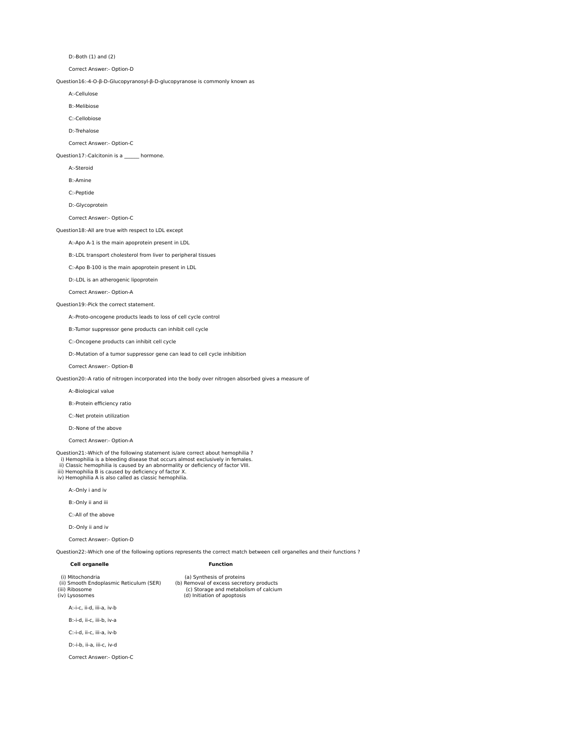D:-Both (1) and (2)

Correct Answer:- Option-D

Question16:-4-O-β-D-Glucopyranosyl-β-D-glucopyranose is commonly known as

A:-Cellulose

B:-Melibiose

C:-Cellobiose

D:-Trehalose

Correct Answer:- Option-C

Question17:-Calcitonin is a ______ hormone.

A:-Steroid

B:-Amine

C:-Peptide

D:-Glycoprotein

Correct Answer:- Option-C

Question18:-All are true with respect to LDL except

A:-Apo A-1 is the main apoprotein present in LDL

B:-LDL transport cholesterol from liver to peripheral tissues

C:-Apo B-100 is the main apoprotein present in LDL

D:-LDL is an atherogenic lipoprotein

Correct Answer:- Option-A

Question19:-Pick the correct statement.

A:-Proto-oncogene products leads to loss of cell cycle control

B:-Tumor suppressor gene products can inhibit cell cycle

C:-Oncogene products can inhibit cell cycle

D:-Mutation of a tumor suppressor gene can lead to cell cycle inhibition

Correct Answer:- Option-B

Question20:-A ratio of nitrogen incorporated into the body over nitrogen absorbed gives a measure of

A:-Biological value

B:-Protein efficiency ratio

C:-Net protein utilization

D:-None of the above

Correct Answer:- Option-A

Question21:-Which of the following statement is/are correct about hemophilia ?
i) Hemophilia is a bleeding disease that occurs almost exclusively in females.
ii) Classic hemophilia is caused by an abnormality or deficiency of factor VIII.
iii) Hemophilia B is caused by deficiency of factor X.
iv) Hemophilia A is also called as classic hemophilia.

A:-Only i and iv

B:-Only ii and iii

C:-All of the above

D:-Only ii and iv

Correct Answer:- Option-D

Question22:-Which one of the following options represents the correct match between cell organelles and their functions ?

| Cell organelle | Function |
|---|---|
| (i) Mitochondria | (a) Synthesis of proteins |
| (ii) Smooth Endoplasmic Reticulum (SER) | (b) Removal of excess secretory products |
| (iii) Ribosome | (c) Storage and metabolism of calcium |
| (iv) Lysosomes | (d) Initiation of apoptosis |

A:-i-c, ii-d, iii-a, iv-b

B:-i-d, ii-c, iii-b, iv-a

C:-i-d, ii-c, iii-a, iv-b

D:-i-b, ii-a, iii-c, iv-d

Correct Answer:- Option-C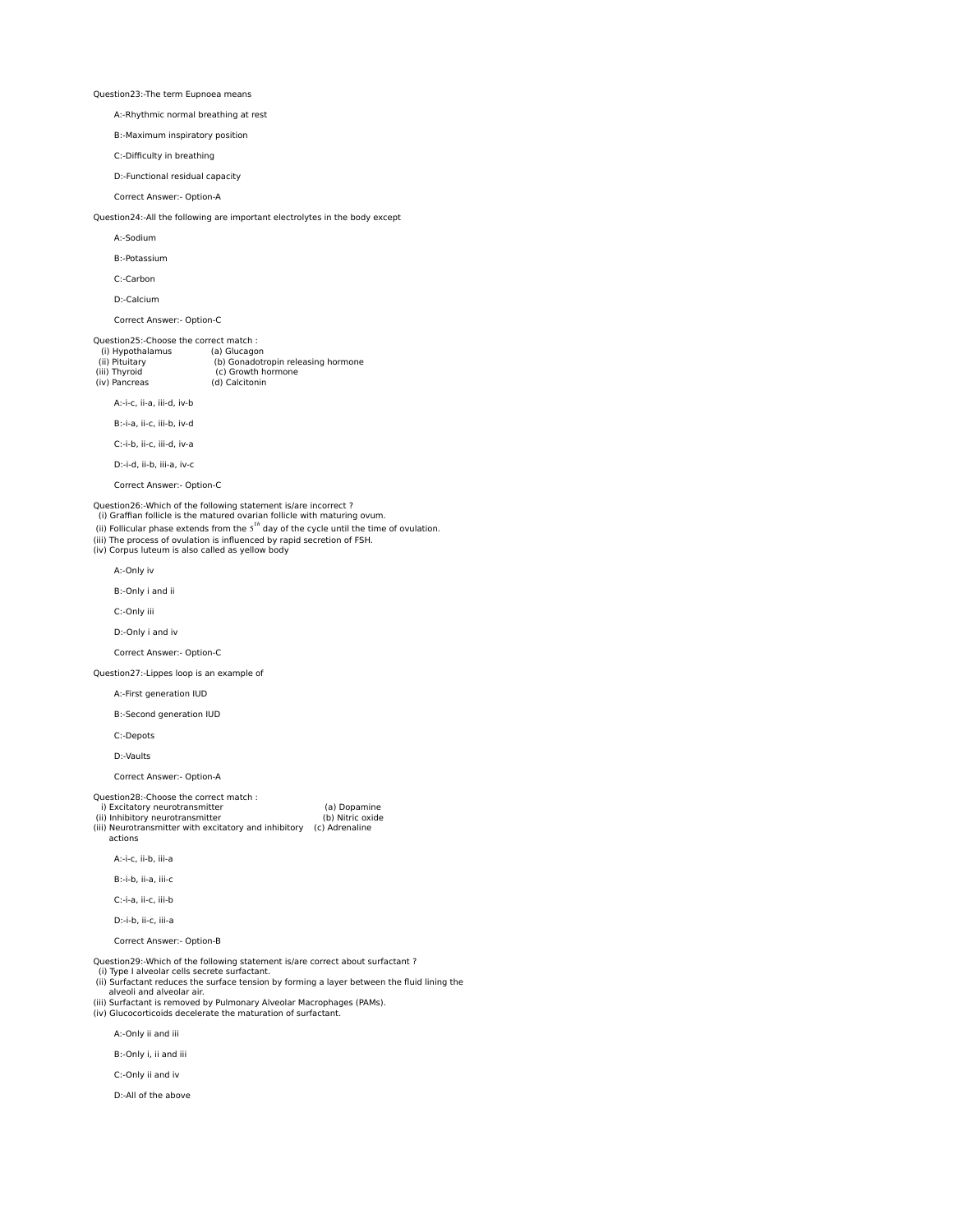Question23:-The term Eupnoea means

A:-Rhythmic normal breathing at rest

B:-Maximum inspiratory position

C:-Difficulty in breathing

D:-Functional residual capacity

Correct Answer:- Option-A

Question24:-All the following are important electrolytes in the body except

A:-Sodium

B:-Potassium

C:-Carbon

D:-Calcium

Correct Answer:- Option-C

Question25:-Choose the correct match :

(i) Hypothalamus (a) Glucagon
(ii) Pituitary (b) Gonadotropin releasing hormone
(iii) Thyroid (c) Growth hormone
(iv) Pancreas (d) Calcitonin

A:-i-c, ii-a, iii-d, iv-b

B:-i-a, ii-c, iii-b, iv-d

C:-i-b, ii-c, iii-d, iv-a

D:-i-d, ii-b, iii-a, iv-c

Correct Answer:- Option-C

Question26:-Which of the following statement is/are incorrect ?

(i) Graffian follicle is the matured ovarian follicle with maturing ovum.
(ii) Follicular phase extends from the $5^{th}$ day of the cycle until the time of ovulation.
(iii) The process of ovulation is influenced by rapid secretion of FSH.
(iv) Corpus luteum is also called as yellow body

A:-Only iv

B:-Only i and ii

C:-Only iii

D:-Only i and iv

Correct Answer:- Option-C

Question27:-Lippes loop is an example of

A:-First generation IUD

B:-Second generation IUD

C:-Depots

D:-Vaults

Correct Answer:- Option-A

Question28:-Choose the correct match :

i) Excitatory neurotransmitter (a) Dopamine
(ii) Inhibitory neurotransmitter (b) Nitric oxide
(iii) Neurotransmitter with excitatory and inhibitory actions (c) Adrenaline

A:-i-c, ii-b, iii-a

B:-i-b, ii-a, iii-c

C:-i-a, ii-c, iii-b

D:-i-b, ii-c, iii-a

Correct Answer:- Option-B

Question29:-Which of the following statement is/are correct about surfactant ?

(i) Type I alveolar cells secrete surfactant.
(ii) Surfactant reduces the surface tension by forming a layer between the fluid lining the alveoli and alveolar air.
(iii) Surfactant is removed by Pulmonary Alveolar Macrophages (PAMs).
(iv) Glucocorticoids decelerate the maturation of surfactant.

A:-Only ii and iii

B:-Only i, ii and iii

C:-Only ii and iv

D:-All of the above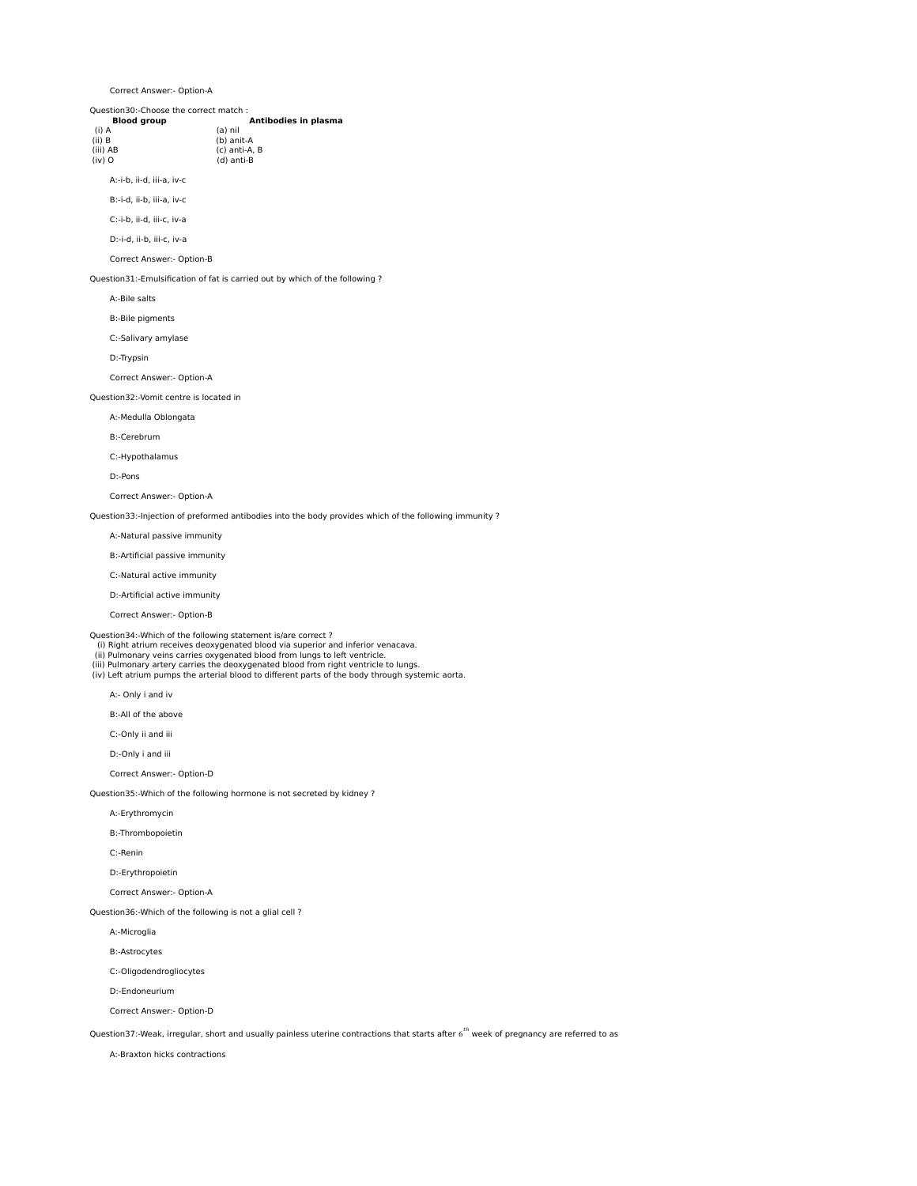Correct Answer:- Option-A

Question30:-Choose the correct match :

| Blood group | Antibodies in plasma |
|---|---|
| (i) A | (a) nil |
| (ii) B | (b) anit-A |
| (iii) AB | (c) anti-A, B |
| (iv) O | (d) anti-B |

A:-i-b, ii-d, iii-a, iv-c

B:-i-d, ii-b, iii-a, iv-c

C:-i-b, ii-d, iii-c, iv-a

D:-i-d, ii-b, iii-c, iv-a

Correct Answer:- Option-B

Question31:-Emulsification of fat is carried out by which of the following ?

A:-Bile salts

B:-Bile pigments

C:-Salivary amylase

D:-Trypsin

Correct Answer:- Option-A

Question32:-Vomit centre is located in

A:-Medulla Oblongata

B:-Cerebrum

C:-Hypothalamus

D:-Pons

Correct Answer:- Option-A

Question33:-Injection of preformed antibodies into the body provides which of the following immunity ?

A:-Natural passive immunity

B:-Artificial passive immunity

C:-Natural active immunity

D:-Artificial active immunity

Correct Answer:- Option-B

Question34:-Which of the following statement is/are correct ?
(i) Right atrium receives deoxygenated blood via superior and inferior venacava.
(ii) Pulmonary veins carries oxygenated blood from lungs to left ventricle.
(iii) Pulmonary artery carries the deoxygenated blood from right ventricle to lungs.
(iv) Left atrium pumps the arterial blood to different parts of the body through systemic aorta.

A:- Only i and iv

B:-All of the above

C:-Only ii and iii

D:-Only i and iii

Correct Answer:- Option-D

Question35:-Which of the following hormone is not secreted by kidney ?

A:-Erythromycin

B:-Thrombopoietin

C:-Renin

D:-Erythropoietin

Correct Answer:- Option-A

Question36:-Which of the following is not a glial cell ?

A:-Microglia

B:-Astrocytes

C:-Oligodendrogliocytes

D:-Endoneurium

Correct Answer:- Option-D

Question37:-Weak, irregular, short and usually painless uterine contractions that starts after $6^{th}$ week of pregnancy are referred to as

A:-Braxton hicks contractions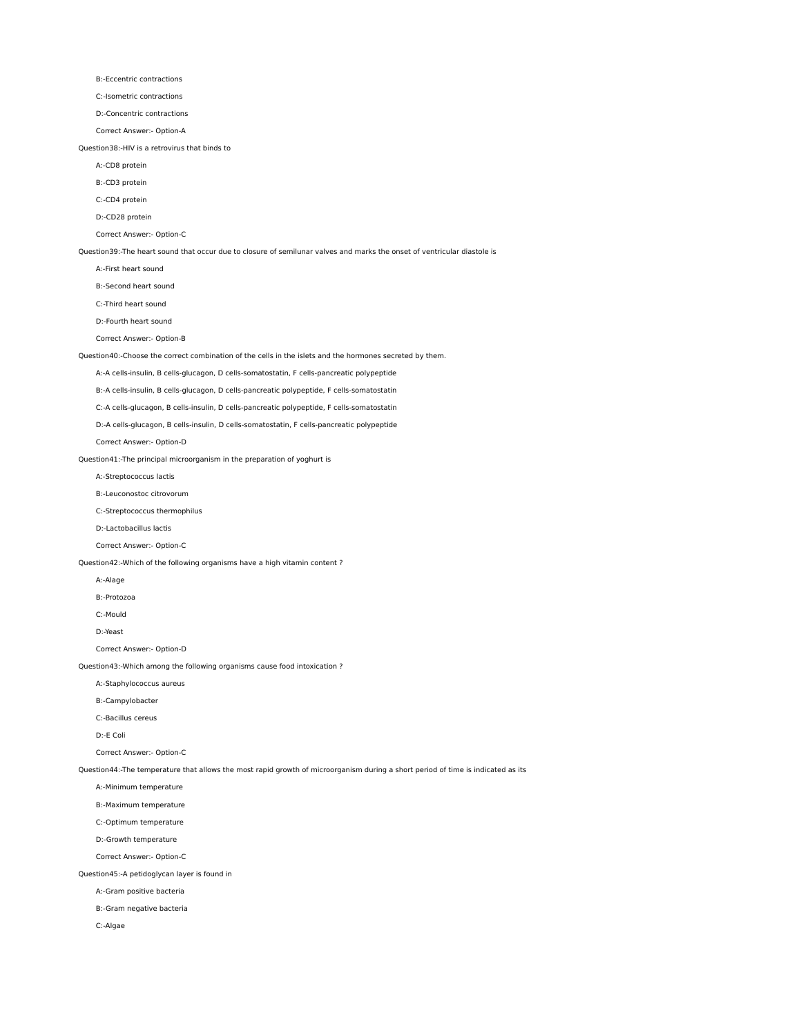B:-Eccentric contractions

C:-Isometric contractions

D:-Concentric contractions

Correct Answer:- Option-A

Question38:-HIV is a retrovirus that binds to

A:-CD8 protein

B:-CD3 protein

C:-CD4 protein

D:-CD28 protein

Correct Answer:- Option-C

Question39:-The heart sound that occur due to closure of semilunar valves and marks the onset of ventricular diastole is

A:-First heart sound

B:-Second heart sound

C:-Third heart sound

D:-Fourth heart sound

Correct Answer:- Option-B

Question40:-Choose the correct combination of the cells in the islets and the hormones secreted by them.

A:-A cells-insulin, B cells-glucagon, D cells-somatostatin, F cells-pancreatic polypeptide

B:-A cells-insulin, B cells-glucagon, D cells-pancreatic polypeptide, F cells-somatostatin

C:-A cells-glucagon, B cells-insulin, D cells-pancreatic polypeptide, F cells-somatostatin

D:-A cells-glucagon, B cells-insulin, D cells-somatostatin, F cells-pancreatic polypeptide

Correct Answer:- Option-D

Question41:-The principal microorganism in the preparation of yoghurt is

A:-Streptococcus lactis

B:-Leuconostoc citrovorum

C:-Streptococcus thermophilus

D:-Lactobacillus lactis

Correct Answer:- Option-C

Question42:-Which of the following organisms have a high vitamin content ?

A:-Alage

B:-Protozoa

C:-Mould

D:-Yeast

Correct Answer:- Option-D

Question43:-Which among the following organisms cause food intoxication ?

A:-Staphylococcus aureus

B:-Campylobacter

C:-Bacillus cereus

D:-E Coli

Correct Answer:- Option-C

Question44:-The temperature that allows the most rapid growth of microorganism during a short period of time is indicated as its

A:-Minimum temperature

B:-Maximum temperature

C:-Optimum temperature

D:-Growth temperature

Correct Answer:- Option-C

Question45:-A petidoglycan layer is found in

A:-Gram positive bacteria

B:-Gram negative bacteria

C:-Algae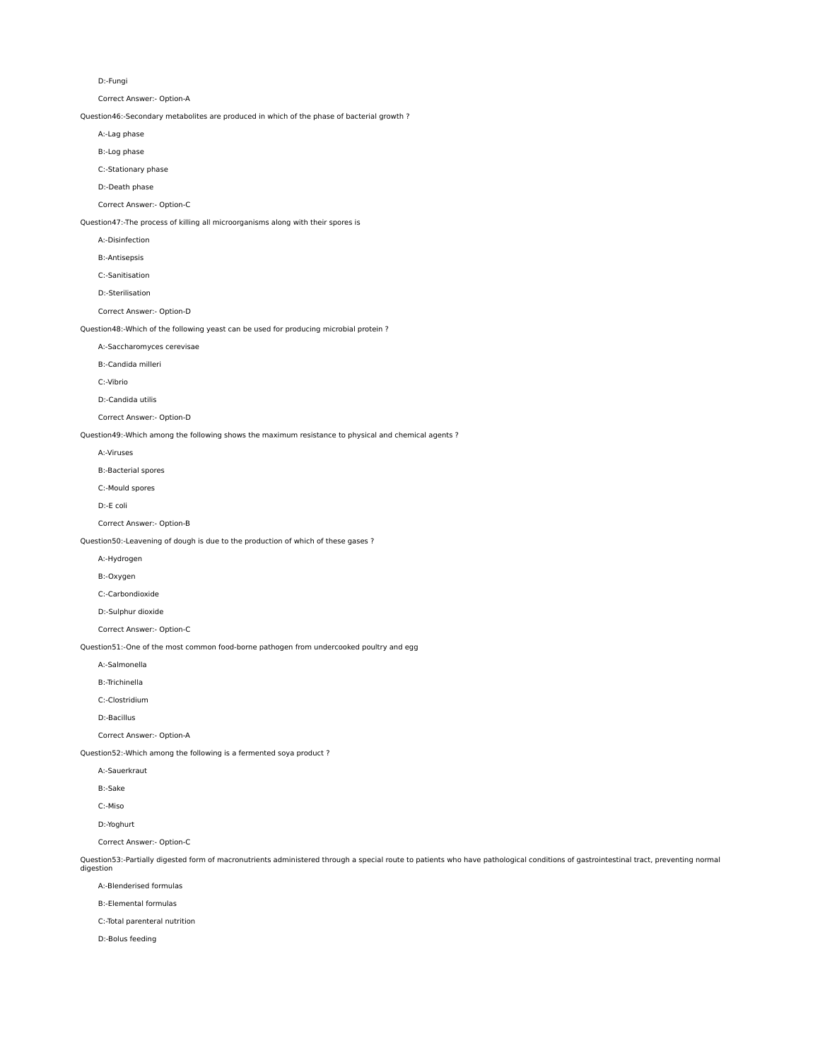D:-Fungi

Correct Answer:- Option-A

Question46:-Secondary metabolites are produced in which of the phase of bacterial growth ?

A:-Lag phase

B:-Log phase

C:-Stationary phase

D:-Death phase

Correct Answer:- Option-C

Question47:-The process of killing all microorganisms along with their spores is

A:-Disinfection

B:-Antisepsis

C:-Sanitisation

D:-Sterilisation

Correct Answer:- Option-D

Question48:-Which of the following yeast can be used for producing microbial protein ?

A:-Saccharomyces cerevisae

B:-Candida milleri

C:-Vibrio

D:-Candida utilis

Correct Answer:- Option-D

Question49:-Which among the following shows the maximum resistance to physical and chemical agents ?

A:-Viruses

B:-Bacterial spores

C:-Mould spores

D:-E coli

Correct Answer:- Option-B

Question50:-Leavening of dough is due to the production of which of these gases ?

A:-Hydrogen

B:-Oxygen

C:-Carbondioxide

D:-Sulphur dioxide

Correct Answer:- Option-C

Question51:-One of the most common food-borne pathogen from undercooked poultry and egg

A:-Salmonella

B:-Trichinella

C:-Clostridium

D:-Bacillus

Correct Answer:- Option-A

Question52:-Which among the following is a fermented soya product ?

A:-Sauerkraut

B:-Sake

C:-Miso

D:-Yoghurt

Correct Answer:- Option-C

Question53:-Partially digested form of macronutrients administered through a special route to patients who have pathological conditions of gastrointestinal tract, preventing normal digestion

A:-Blenderised formulas

B:-Elemental formulas

C:-Total parenteral nutrition

D:-Bolus feeding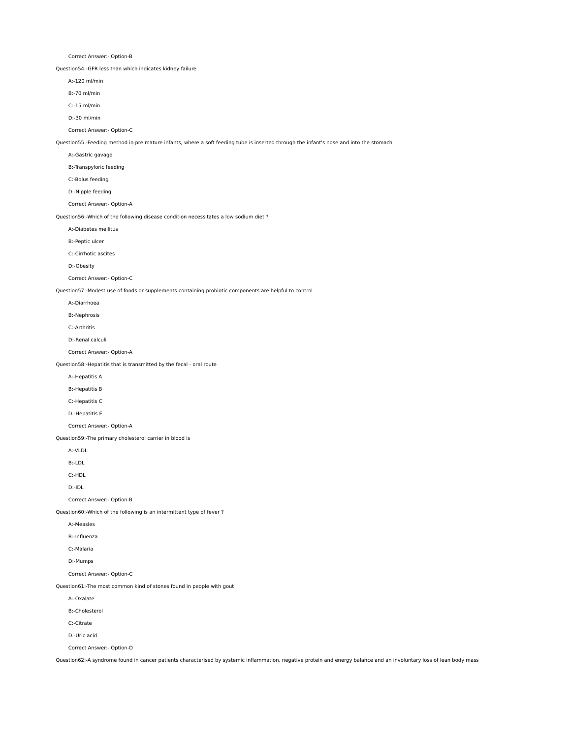Correct Answer:- Option-B

Question54:-GFR less than which indicates kidney failure

A:-120 ml/min

B:-70 ml/min

C:-15 ml/min

D:-30 ml/min

Correct Answer:- Option-C

Question55:-Feeding method in pre mature infants, where a soft feeding tube is inserted through the infant's nose and into the stomach

A:-Gastric gavage

B:-Transpyloric feeding

C:-Bolus feeding

D:-Nipple feeding

Correct Answer:- Option-A

Question56:-Which of the following disease condition necessitates a low sodium diet ?

A:-Diabetes mellitus

B:-Peptic ulcer

C:-Cirrhotic ascites

D:-Obesity

Correct Answer:- Option-C

Question57:-Modest use of foods or supplements containing probiotic components are helpful to control

A:-Diarrhoea

B:-Nephrosis

C:-Arthritis

D:-Renal calculi

Correct Answer:- Option-A

Question58:-Hepatitis that is transmitted by the fecal - oral route

A:-Hepatitis A

B:-Hepatitis B

C:-Hepatitis C

D:-Hepatitis E

Correct Answer:- Option-A

Question59:-The primary cholesterol carrier in blood is

A:-VLDL

B:-LDL

C:-HDL

D:-IDL

Correct Answer:- Option-B

Question60:-Which of the following is an intermittent type of fever ?

A:-Measles

B:-Influenza

C:-Malaria

D:-Mumps

Correct Answer:- Option-C

Question61:-The most common kind of stones found in people with gout

A:-Oxalate

B:-Cholesterol

C:-Citrate

D:-Uric acid

Correct Answer:- Option-D

Question62:-A syndrome found in cancer patients characterised by systemic inflammation, negative protein and energy balance and an involuntary loss of lean body mass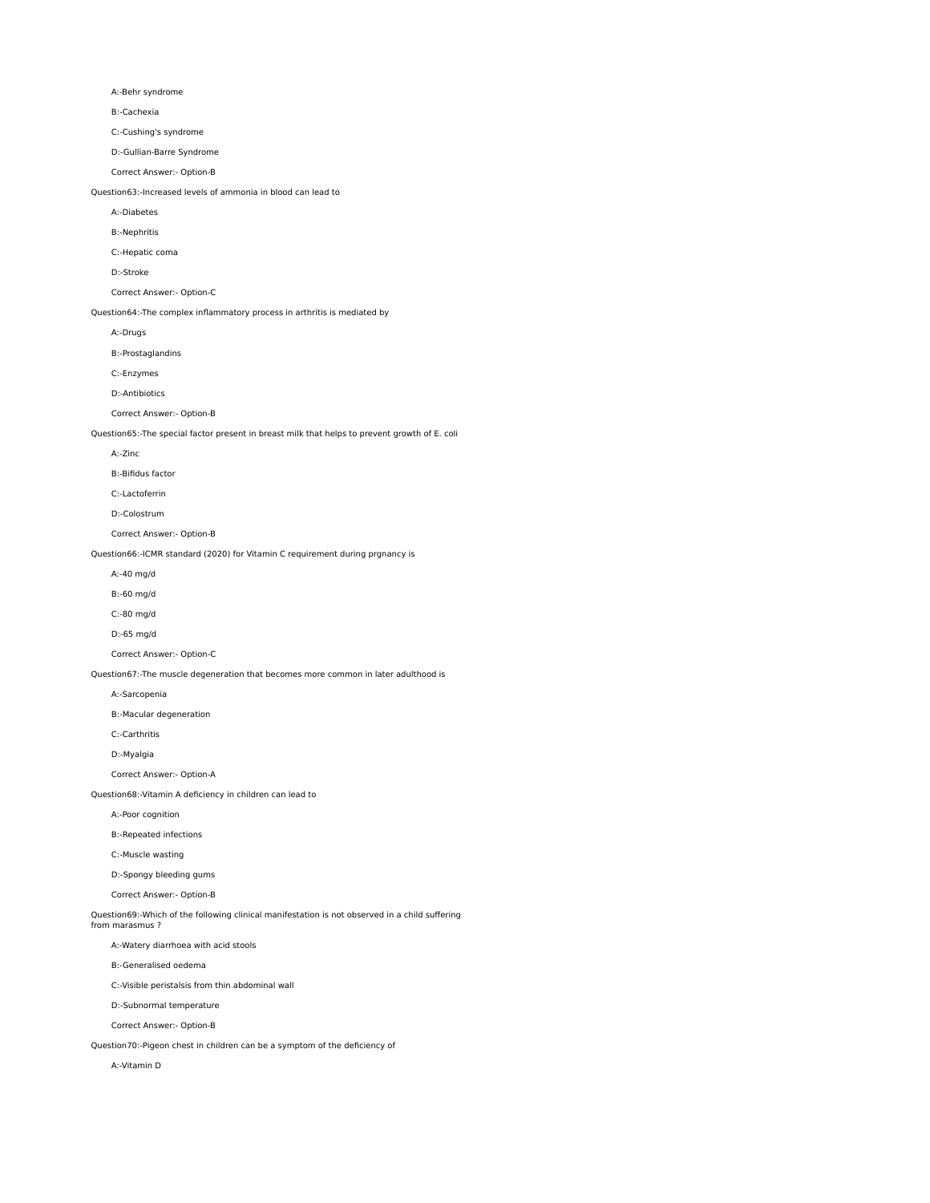A:-Behr syndrome

B:-Cachexia

C:-Cushing's syndrome

D:-Gullian-Barre Syndrome

Correct Answer:- Option-B

Question63:-Increased levels of ammonia in blood can lead to

A:-Diabetes

B:-Nephritis

C:-Hepatic coma

D:-Stroke

Correct Answer:- Option-C

Question64:-The complex inflammatory process in arthritis is mediated by

A:-Drugs

B:-Prostaglandins

C:-Enzymes

D:-Antibiotics

Correct Answer:- Option-B

Question65:-The special factor present in breast milk that helps to prevent growth of E. coli

A:-Zinc

B:-Bifidus factor

C:-Lactoferrin

D:-Colostrum

Correct Answer:- Option-B

Question66:-ICMR standard (2020) for Vitamin C requirement during prgnancy is

A:-40 mg/d

B:-60 mg/d

C:-80 mg/d

D:-65 mg/d

Correct Answer:- Option-C

Question67:-The muscle degeneration that becomes more common in later adulthood is

A:-Sarcopenia

B:-Macular degeneration

C:-Carthritis

D:-Myalgia

Correct Answer:- Option-A

Question68:-Vitamin A deficiency in children can lead to

A:-Poor cognition

B:-Repeated infections

C:-Muscle wasting

D:-Spongy bleeding gums

Correct Answer:- Option-B

Question69:-Which of the following clinical manifestation is not observed in a child suffering from marasmus ?

A:-Watery diarrhoea with acid stools

B:-Generalised oedema

C:-Visible peristalsis from thin abdominal wall

D:-Subnormal temperature

Correct Answer:- Option-B

Question70:-Pigeon chest in children can be a symptom of the deficiency of

A:-Vitamin D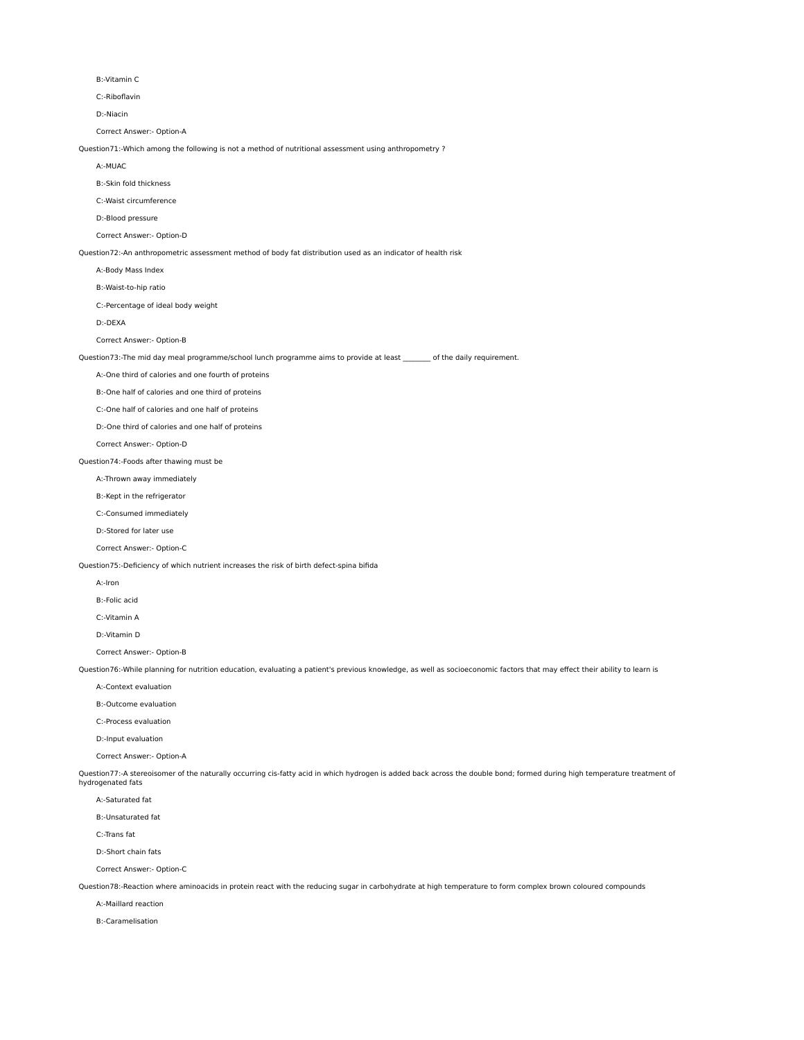B:-Vitamin C

C:-Riboflavin

D:-Niacin

Correct Answer:- Option-A

Question71:-Which among the following is not a method of nutritional assessment using anthropometry ?

A:-MUAC

B:-Skin fold thickness

C:-Waist circumference

D:-Blood pressure

Correct Answer:- Option-D

Question72:-An anthropometric assessment method of body fat distribution used as an indicator of health risk

A:-Body Mass Index

B:-Waist-to-hip ratio

C:-Percentage of ideal body weight

D:-DEXA

Correct Answer:- Option-B

Question73:-The mid day meal programme/school lunch programme aims to provide at least ________ of the daily requirement.

A:-One third of calories and one fourth of proteins

B:-One half of calories and one third of proteins

C:-One half of calories and one half of proteins

D:-One third of calories and one half of proteins

Correct Answer:- Option-D

Question74:-Foods after thawing must be

A:-Thrown away immediately

B:-Kept in the refrigerator

C:-Consumed immediately

D:-Stored for later use

Correct Answer:- Option-C

Question75:-Deficiency of which nutrient increases the risk of birth defect-spina bifida

A:-Iron

B:-Folic acid

C:-Vitamin A

D:-Vitamin D

Correct Answer:- Option-B

Question76:-While planning for nutrition education, evaluating a patient's previous knowledge, as well as socioeconomic factors that may effect their ability to learn is

A:-Context evaluation

B:-Outcome evaluation

C:-Process evaluation

D:-Input evaluation

Correct Answer:- Option-A

Question77:-A stereoisomer of the naturally occurring cis-fatty acid in which hydrogen is added back across the double bond; formed during high temperature treatment of hydrogenated fats

A:-Saturated fat

B:-Unsaturated fat

C:-Trans fat

D:-Short chain fats

Correct Answer:- Option-C

Question78:-Reaction where aminoacids in protein react with the reducing sugar in carbohydrate at high temperature to form complex brown coloured compounds

A:-Maillard reaction

B:-Caramelisation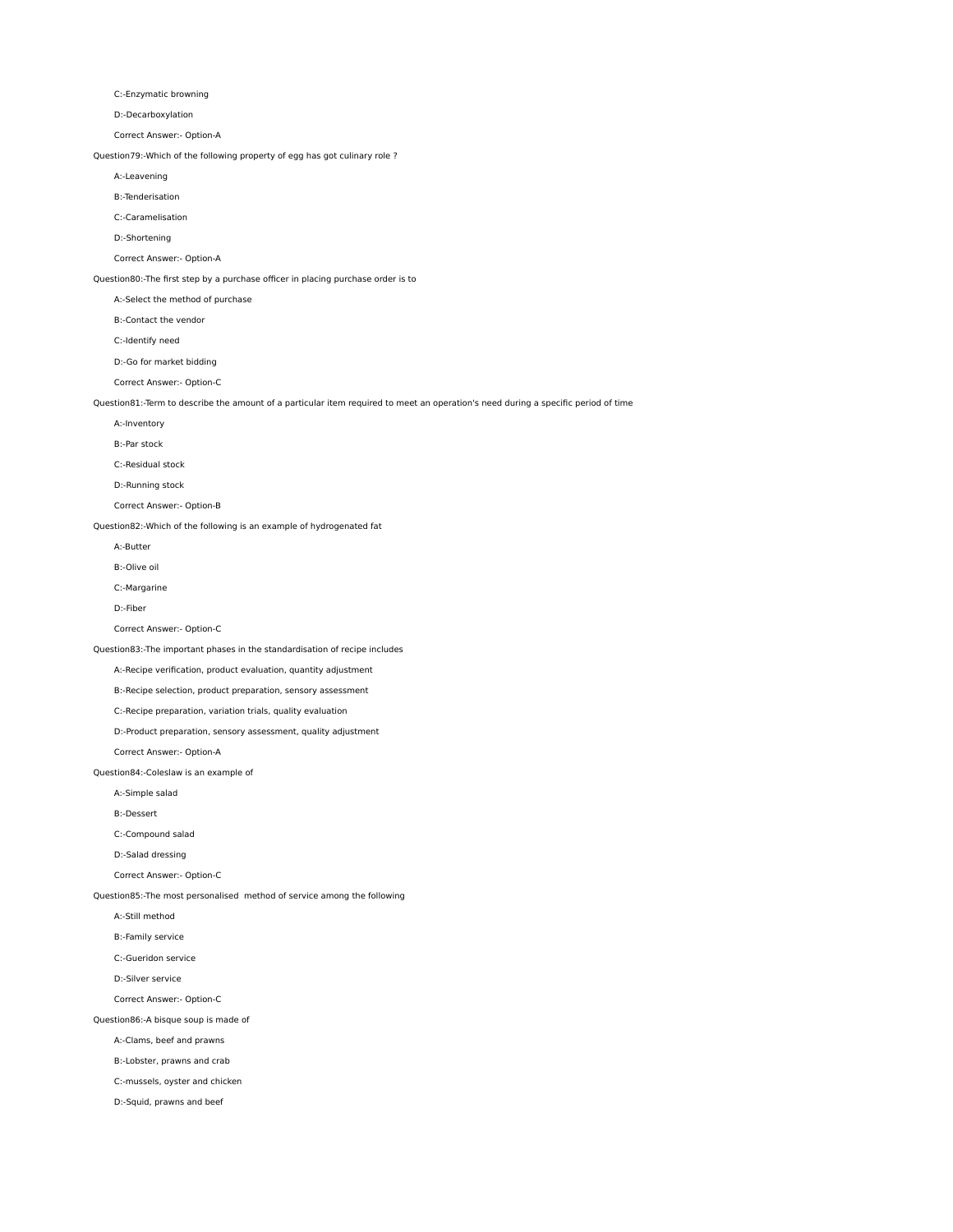C:-Enzymatic browning

D:-Decarboxylation

Correct Answer:- Option-A

Question79:-Which of the following property of egg has got culinary role ?

A:-Leavening

B:-Tenderisation

C:-Caramelisation

D:-Shortening

Correct Answer:- Option-A

Question80:-The first step by a purchase officer in placing purchase order is to

A:-Select the method of purchase

B:-Contact the vendor

C:-Identify need

D:-Go for market bidding

Correct Answer:- Option-C

Question81:-Term to describe the amount of a particular item required to meet an operation's need during a specific period of time

A:-Inventory

B:-Par stock

C:-Residual stock

D:-Running stock

Correct Answer:- Option-B

Question82:-Which of the following is an example of hydrogenated fat

A:-Butter

B:-Olive oil

C:-Margarine

D:-Fiber

Correct Answer:- Option-C

Question83:-The important phases in the standardisation of recipe includes

A:-Recipe verification, product evaluation, quantity adjustment

B:-Recipe selection, product preparation, sensory assessment

C:-Recipe preparation, variation trials, quality evaluation

D:-Product preparation, sensory assessment, quality adjustment

Correct Answer:- Option-A

Question84:-Coleslaw is an example of

A:-Simple salad

B:-Dessert

C:-Compound salad

D:-Salad dressing

Correct Answer:- Option-C

Question85:-The most personalised method of service among the following

A:-Still method

B:-Family service

C:-Gueridon service

D:-Silver service

Correct Answer:- Option-C

Question86:-A bisque soup is made of

A:-Clams, beef and prawns

B:-Lobster, prawns and crab

C:-mussels, oyster and chicken

D:-Squid, prawns and beef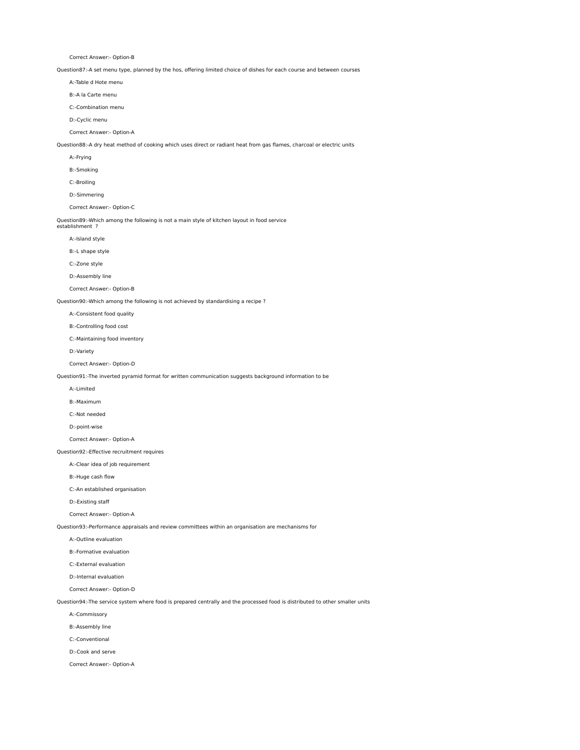Correct Answer:- Option-B

Question87:-A set menu type, planned by the hos, offering limited choice of dishes for each course and between courses

A:-Table d Hote menu

B:-A la Carte menu

C:-Combination menu

D:-Cyclic menu

Correct Answer:- Option-A

Question88:-A dry heat method of cooking which uses direct or radiant heat from gas flames, charcoal or electric units

A:-Frying

B:-Smoking

C:-Broiling

D:-Simmering

Correct Answer:- Option-C

Question89:-Which among the following is not a main style of kitchen layout in food service establishment ?

A:-Island style

B:-L shape style

C:-Zone style

D:-Assembly line

Correct Answer:- Option-B

Question90:-Which among the following is not achieved by standardising a recipe ?

A:-Consistent food quality

B:-Controlling food cost

C:-Maintaining food inventory

D:-Variety

Correct Answer:- Option-D

Question91:-The inverted pyramid format for written communication suggests background information to be

A:-Limited

B:-Maximum

C:-Not needed

D:-point-wise

Correct Answer:- Option-A

Question92:-Effective recruitment requires

A:-Clear idea of job requirement

B:-Huge cash flow

C:-An established organisation

D:-Existing staff

Correct Answer:- Option-A

Question93:-Performance appraisals and review committees within an organisation are mechanisms for

A:-Outline evaluation

B:-Formative evaluation

C:-External evaluation

D:-Internal evaluation

Correct Answer:- Option-D

Question94:-The service system where food is prepared centrally and the processed food is distributed to other smaller units

A:-Commissory

B:-Assembly line

C:-Conventional

D:-Cook and serve

Correct Answer:- Option-A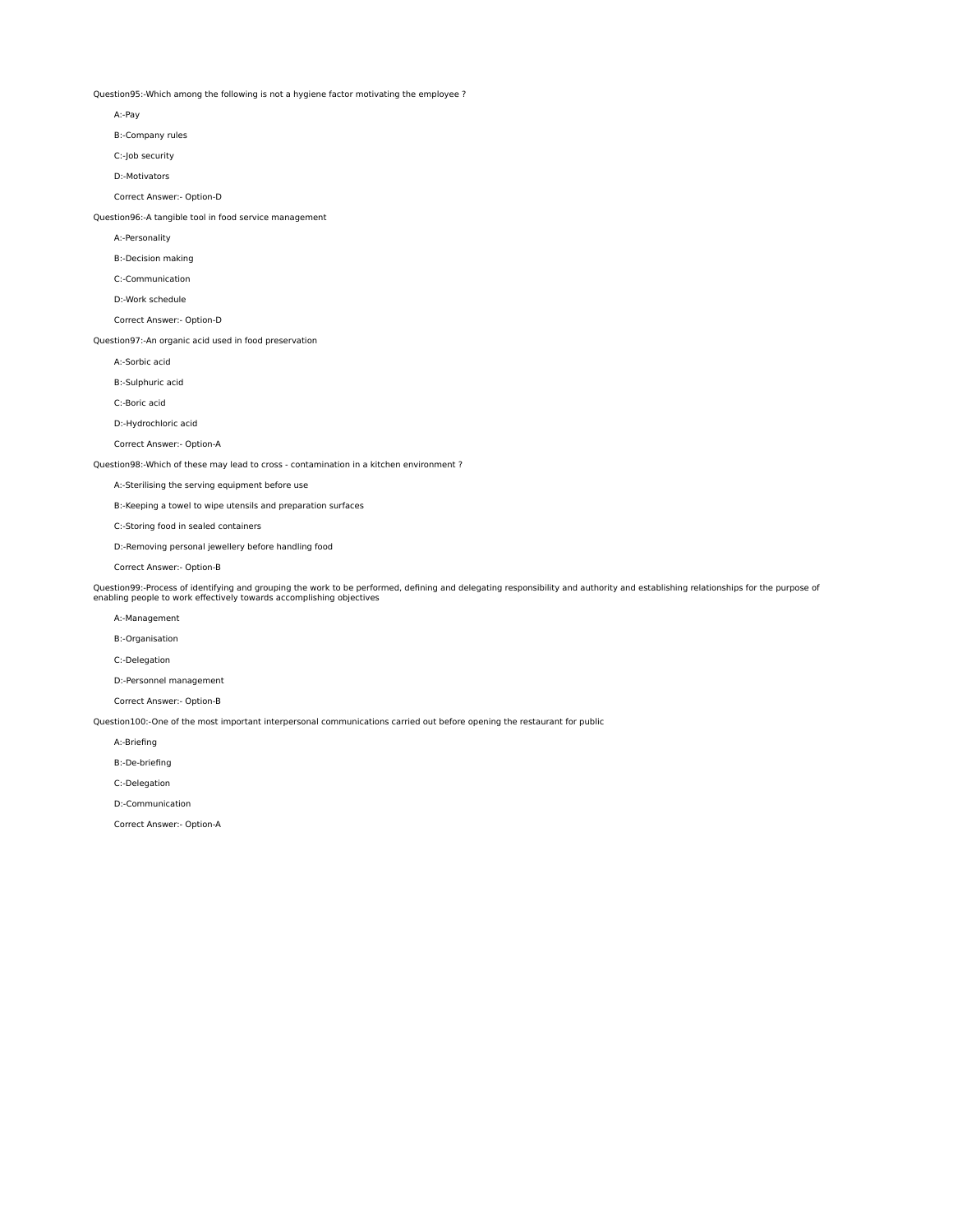Question95:-Which among the following is not a hygiene factor motivating the employee ?

A:-Pay

B:-Company rules

C:-Job security

D:-Motivators

Correct Answer:- Option-D

Question96:-A tangible tool in food service management

A:-Personality

B:-Decision making

C:-Communication

D:-Work schedule

Correct Answer:- Option-D

Question97:-An organic acid used in food preservation

A:-Sorbic acid

B:-Sulphuric acid

C:-Boric acid

D:-Hydrochloric acid

Correct Answer:- Option-A

Question98:-Which of these may lead to cross - contamination in a kitchen environment ?

A:-Sterilising the serving equipment before use

B:-Keeping a towel to wipe utensils and preparation surfaces

C:-Storing food in sealed containers

D:-Removing personal jewellery before handling food

Correct Answer:- Option-B

Question99:-Process of identifying and grouping the work to be performed, defining and delegating responsibility and authority and establishing relationships for the purpose of enabling people to work effectively towards accomplishing objectives

A:-Management

B:-Organisation

C:-Delegation

D:-Personnel management

Correct Answer:- Option-B

Question100:-One of the most important interpersonal communications carried out before opening the restaurant for public

A:-Briefing

B:-De-briefing

C:-Delegation

D:-Communication

Correct Answer:- Option-A